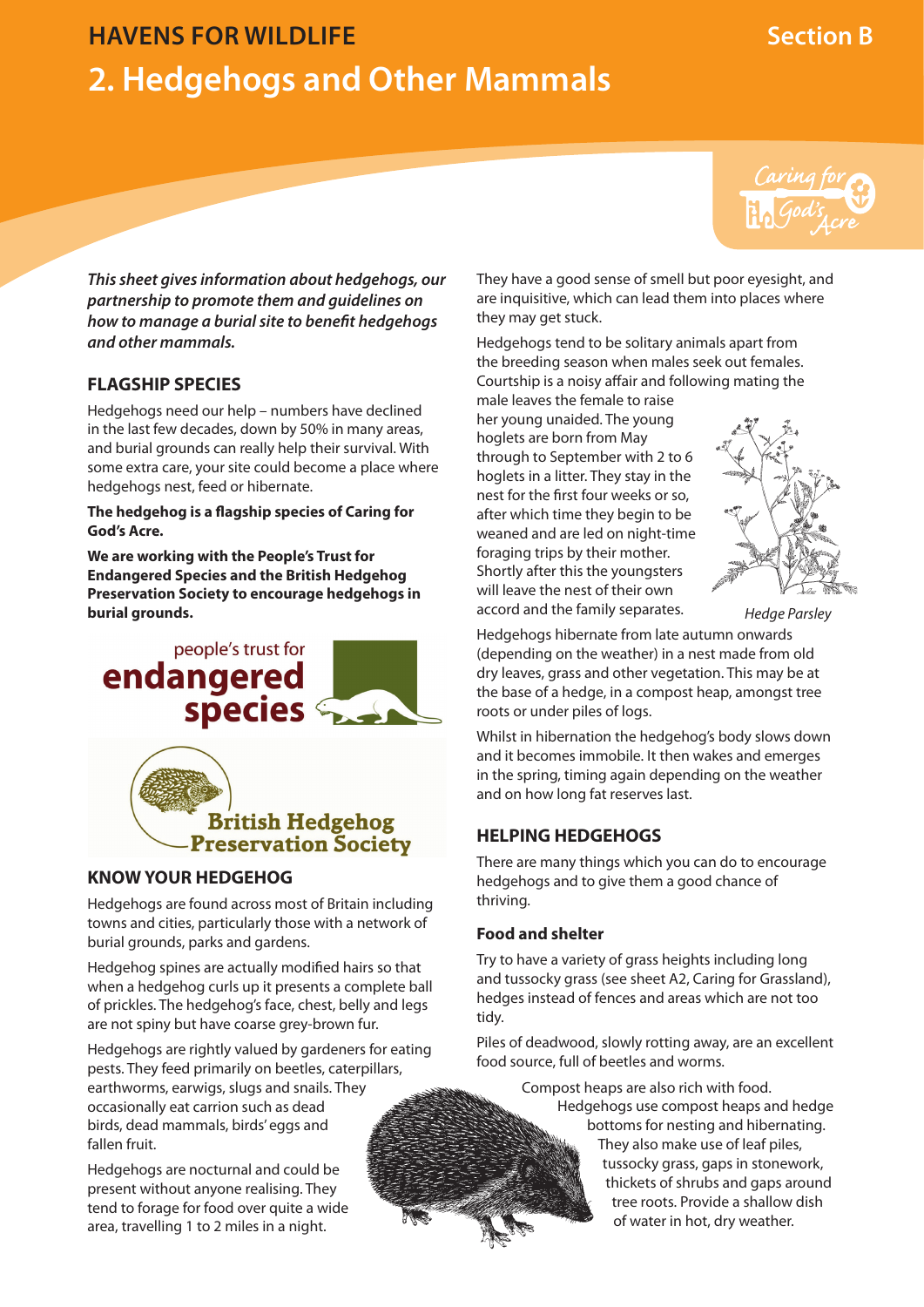HAVENS FOR WILDLIFE

Section B

# 2. Hedgehogs and Other Mammals

*This sheet gives information about hedgehogs, our partnership to promote them and guidelines on how to manage a burial site to benefit hedgehogs and other mammals.*

## FLAGSHIP SPECIES

Hedgehogs need our help – numbers have declined in the last few decades, down by 50% in many areas, and burial grounds can really help their survival. With some extra care, your site could become a place where hedgehogs nest, feed or hibernate.

**The hedgehog is a flagship species of Caring for God's Acre.**

**We are working with the People's Trust for Endangered Species and the British Hedgehog Preservation Society to encourage hedgehogs in burial grounds.**

## KNOW YOUR HEDGEHOG

Hedgehogs are found across most of Britain including towns and cities, particularly those with a network of burial grounds, parks and gardens.

Hedgehog spines are actually modified hairs so that when a hedgehog curls up it presents a complete ball of prickles. The hedgehog's face, chest, belly and legs are not spiny but have coarse grey-brown fur.

Hedgehogs are rightly valued by gardeners for eating pests. They feed primarily on beetles, caterpillars, earthworms, earwigs, slugs and snails. They occasionally eat carrion such as dead birds, dead mammals, birds' eggs and fallen fruit.

Hedgehogs are nocturnal and could be present without anyone realising. They tend to forage for food over quite a wide area, travelling 1 to 2 miles in a night.

They have a good sense of smell but poor eyesight, and are inquisitive, which can lead them into places where they may get stuck.

Hedgehogs tend to be solitary animals apart from the breeding season when males seek out females. Courtship is a noisy affair and following mating the male leaves the female to raise her young unaided. The young hoglets are born from May through to September with 2 to 6 hoglets in a litter. They stay in the nest for the first four weeks or so, after which time they begin to be weaned and are led on night-time foraging trips by their mother. Shortly after this the youngsters will leave the nest of their own accord and the family separates.

Hedge Parsley

Hedgehogs hibernate from late autumn onwards (depending on the weather) in a nest made from old dry leaves, grass and other vegetation. This may be at the base of a hedge, in a compost heap, amongst tree roots or under piles of logs.

Whilst in hibernation the hedgehog's body slows down and it becomes immobile. It then wakes and emerges in the spring, timing again depending on the weather and on how long fat reserves last.

## HELPING HEDGEHOGS

There are many things which you can do to encourage hedgehogs and to give them a good chance of thriving.

### Food and shelter

Try to have a variety of grass heights including long and tussocky grass (see sheet A2, Caring for Grassland), hedges instead of fences and areas which are not too tidy.

Piles of deadwood, slowly rotting away, are an excellent food source, full of beetles and worms.

Compost heaps are also rich with food. Hedgehogs use compost heaps and hedge bottoms for nesting and hibernating. They also make use of leaf piles, tussocky grass, gaps in stonework, thickets of shrubs and gaps around tree roots. Provide a shallow dish of water in hot, dry weather.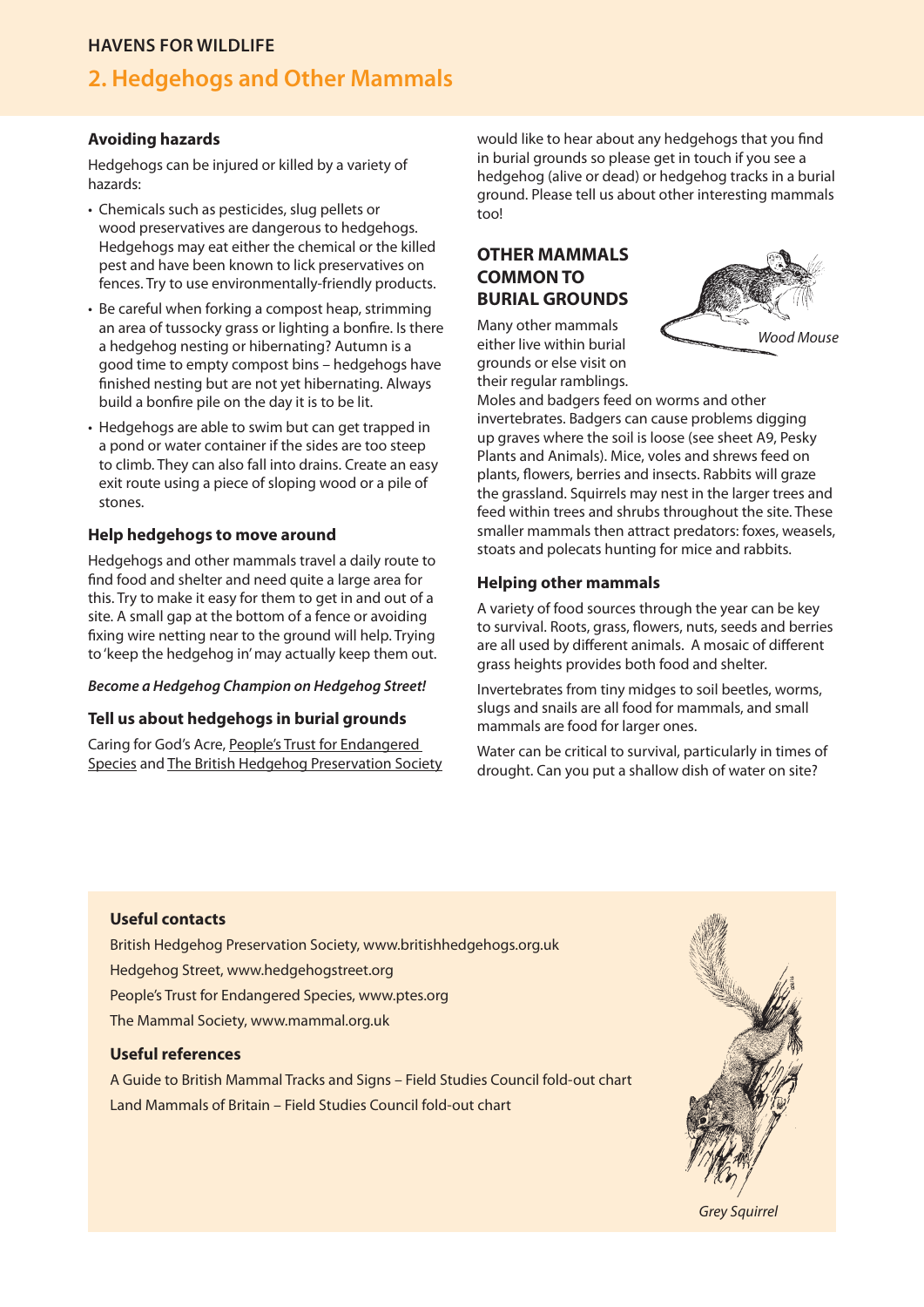HAVENS FOR WILDLIFE

# 2. Hedgehogs and Other Mammals

### Avoiding hazards

Hedgehogs can be injured or killed by a variety of hazards:

- Chemicals such as pesticides, slug pellets or wood preservatives are dangerous to hedgehogs. Hedgehogs may eat either the chemical or the killed pest and have been known to lick preservatives on fences. Try to use environmentally-friendly products.
- Be careful when forking a compost heap, strimming an area of tussocky grass or lighting a bonfire. Is there a hedgehog nesting or hibernating? Autumn is a good time to empty compost bins – hedgehogs have finished nesting but are not yet hibernating. Always build a bonfire pile on the day it is to be lit.
- Hedgehogs are able to swim but can get trapped in a pond or water container if the sides are too steep to climb. They can also fall into drains. Create an easy exit route using a piece of sloping wood or a pile of stones.

### Help hedgehogs to move around

Hedgehogs and other mammals travel a daily route to find food and shelter and need quite a large area for this. Try to make it easy for them to get in and out of a site. A small gap at the bottom of a fence or avoiding fixing wire netting near to the ground will help. Trying to 'keep the hedgehog in' may actually keep them out.

***Become a Hedgehog Champion on Hedgehog Street!***

### Tell us about hedgehogs in burial grounds

Caring for God's Acre, People's Trust for Endangered Species and The British Hedgehog Preservation Society would like to hear about any hedgehogs that you find in burial grounds so please get in touch if you see a hedgehog (alive or dead) or hedgehog tracks in a burial ground. Please tell us about other interesting mammals too!

## OTHER MAMMALS COMMON TO BURIAL GROUNDS

*Wood Mouse*

Many other mammals either live within burial grounds or else visit on their regular ramblings. Moles and badgers feed on worms and other invertebrates. Badgers can cause problems digging up graves where the soil is loose (see sheet A9, Pesky Plants and Animals). Mice, voles and shrews feed on plants, flowers, berries and insects. Rabbits will graze the grassland. Squirrels may nest in the larger trees and feed within trees and shrubs throughout the site. These smaller mammals then attract predators: foxes, weasels, stoats and polecats hunting for mice and rabbits.

### Helping other mammals

A variety of food sources through the year can be key to survival. Roots, grass, flowers, nuts, seeds and berries are all used by different animals. A mosaic of different grass heights provides both food and shelter.

Invertebrates from tiny midges to soil beetles, worms, slugs and snails are all food for mammals, and small mammals are food for larger ones.

Water can be critical to survival, particularly in times of drought. Can you put a shallow dish of water on site?

### Useful contacts

British Hedgehog Preservation Society, www.britishhedgehogs.org.uk

Hedgehog Street, www.hedgehogstreet.org

People's Trust for Endangered Species, www.ptes.org

The Mammal Society, www.mammal.org.uk

### Useful references

A Guide to British Mammal Tracks and Signs – Field Studies Council fold-out chart

Land Mammals of Britain – Field Studies Council fold-out chart

*Grey Squirrel*